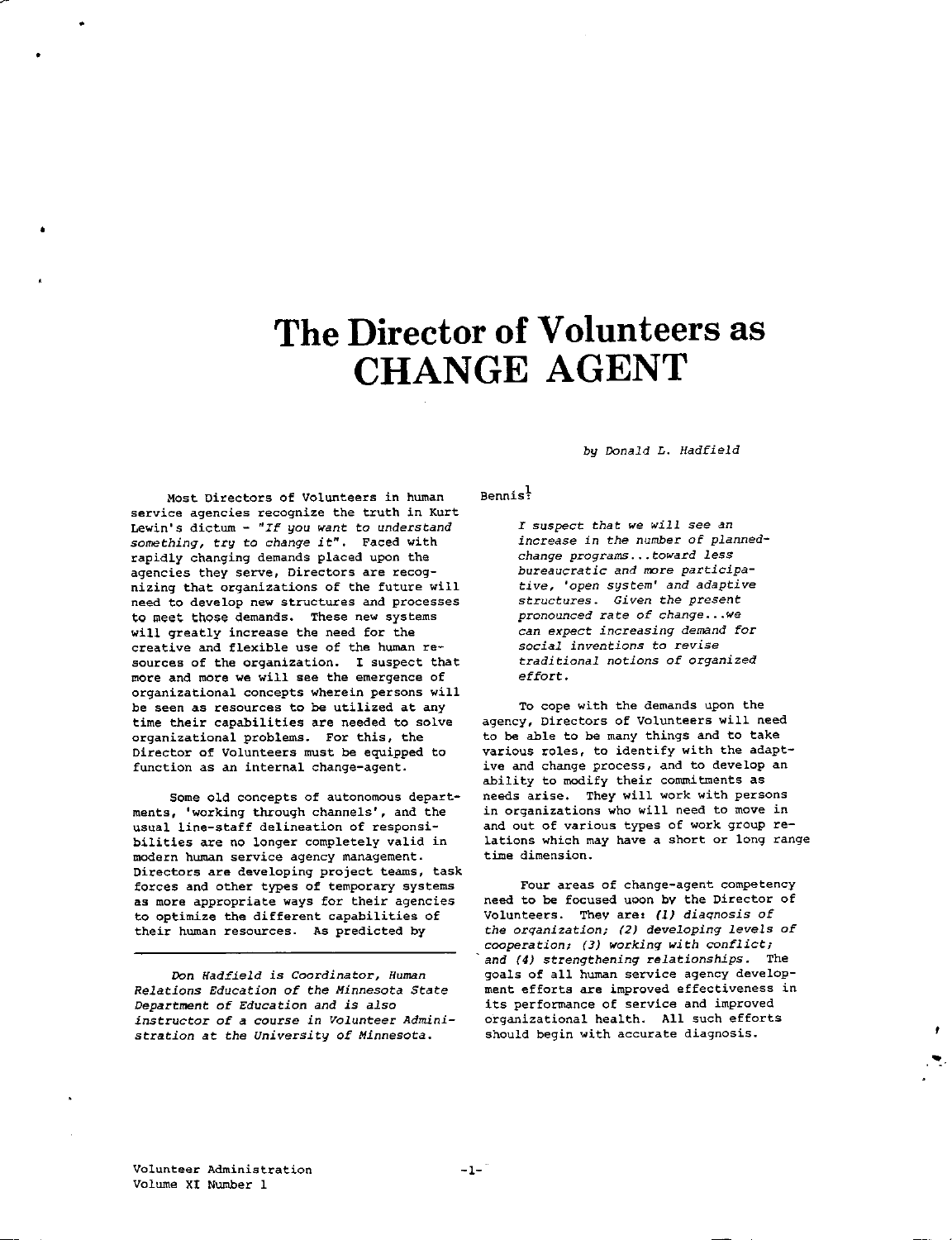# The Director of Volunteers as CHANGE AGENT

*by Donald L. Hadfield*

Most Directors of Volunteers in human service agencies recognize the truth in Kurt Lewin's dictum - *"If you want to understand something, try to change it"*. Faced with rapidly changing demands placed upon the agencies they serve, Directors are recognizing that organizations of the future will need to develop new structures and processes to meet those demands. These new systems will greatly increase the need for the creative and flexible use of the human resources of the organization. I suspect that more and more we will see the emergence of organizational concepts wherein persons will be seen as resources to be utilized at any time their capabilities are needed to solve organizational problems. For this, the Director of Volunteers must be equipped to function as an internal change-agent.

Some old concepts of autonomous departments, 'working through channels', and the usual line-staff delineation of responsibilities are no longer completely valid in modern human service agency management. Directors are developing project teams, task forces and other types of temporary systems as more appropriate ways for their agencies to optimize the different capabilities of their human resources. As predicted by Bennis[1]:

> *I suspect that we will see an increase in the number of planned-change programs...toward less bureaucratic and more participative, 'open system' and adaptive structures. Given the present pronounced rate of change...we can expect increasing demand for social inventions to revise traditional notions of organized effort.*

To cope with the demands upon the agency, Directors of Volunteers will need to be able to be many things and to take various roles, to identify with the adaptive and change process, and to develop an ability to modify their commitments as needs arise. They will work with persons in organizations who will need to move in and out of various types of work group relations which may have a short or long range time dimension.

Four areas of change-agent competency need to be focused upon by the Director of Volunteers. They are: *(1) diagnosis of the organization; (2) developing levels of cooperation; (3) working with conflict; and (4) strengthening relationships.* The goals of all human service agency development efforts are improved effectiveness in its performance of service and improved organizational health. All such efforts should begin with accurate diagnosis.

---

*Don Hadfield is Coordinator, Human Relations Education of the Minnesota State Department of Education and is also instructor of a course in Volunteer Administration at the University of Minnesota.*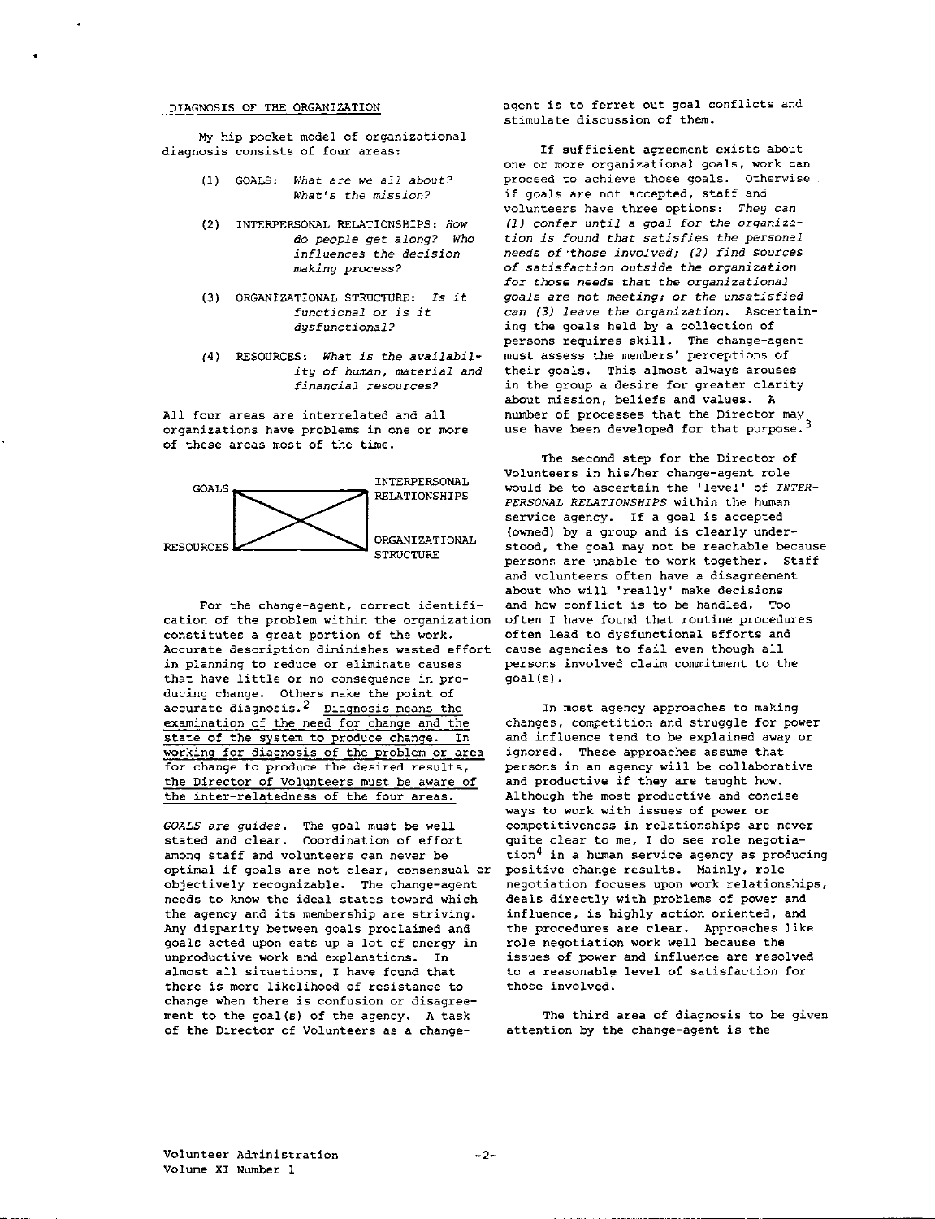## DIAGNOSIS OF THE ORGANIZATION

My hip pocket model of organizational diagnosis consists of four areas:

(1) GOALS: *What are we all about? What's the mission?*

(2) INTERPERSONAL RELATIONSHIPS: *How do people get along? Who influences the decision making process?*

(3) ORGANIZATIONAL STRUCTURE: *Is it functional or is it dysfunctional?*

(4) RESOURCES: *What is the availability of human, material and financial resources?*

All four areas are interrelated and all organizations have problems in one or more of these areas most of the time.

| GOALS | INTERPERSONAL RELATIONSHIPS |
|---|---|
| RESOURCES | ORGANIZATIONAL STRUCTURE |

For the change-agent, correct identification of the problem within the organization constitutes a great portion of the work. Accurate description diminishes wasted effort in planning to reduce or eliminate causes that have little or no consequence in producing change. Others make the point of accurate diagnosis.[2] Diagnosis means the examination of the need for change and the state of the system to produce change. In working for diagnosis of the problem or area for change to produce the desired results, the Director of Volunteers must be aware of the inter-relatedness of the four areas.

*GOALS are guides.* The goal must be well stated and clear. Coordination of effort among staff and volunteers can never be optimal if goals are not clear, consensual or objectively recognizable. The change-agent needs to know the ideal states toward which the agency and its membership are striving. Any disparity between goals proclaimed and goals acted upon eats up a lot of energy in unproductive work and explanations. In almost all situations, I have found that there is more likelihood of resistance to change when there is confusion or disagreement to the goal(s) of the agency. A task of the Director of Volunteers as a change-agent is to ferret out goal conflicts and stimulate discussion of them.

If sufficient agreement exists about one or more organizational goals, work can proceed to achieve those goals. Otherwise if goals are not accepted, staff and volunteers have three options: *They can (1) confer until a goal for the organization is found that satisfies the personal needs of those involved; (2) find sources of satisfaction outside the organization for those needs that the organizational goals are not meeting; or the unsatisfied can (3) leave the organization.* Ascertaining the goals held by a collection of persons requires skill. The change-agent must assess the members' perceptions of their goals. This almost always arouses in the group a desire for greater clarity about mission, beliefs and values. A number of processes that the Director may use have been developed for that purpose.[3]

The second step for the Director of Volunteers in his/her change-agent role would be to ascertain the 'level' of *INTERPERSONAL RELATIONSHIPS* within the human service agency. If a goal is accepted (owned) by a group and is clearly understood, the goal may not be reachable because persons are unable to work together. Staff and volunteers often have a disagreement about who will 'really' make decisions and how conflict is to be handled. Too often I have found that routine procedures often lead to dysfunctional efforts and cause agencies to fail even though all persons involved claim commitment to the goal(s).

In most agency approaches to making changes, competition and struggle for power and influence tend to be explained away or ignored. These approaches assume that persons in an agency will be collaborative and productive if they are taught how. Although the most productive and concise ways to work with issues of power or competitiveness in relationships are never quite clear to me, I do see role negotiation[4] in a human service agency as producing positive change results. Mainly, role negotiation focuses upon work relationships, deals directly with problems of power and influence, is highly action oriented, and the procedures are clear. Approaches like role negotiation work well because the issues of power and influence are resolved to a reasonable level of satisfaction for those involved.

The third area of diagnosis to be given attention by the change-agent is the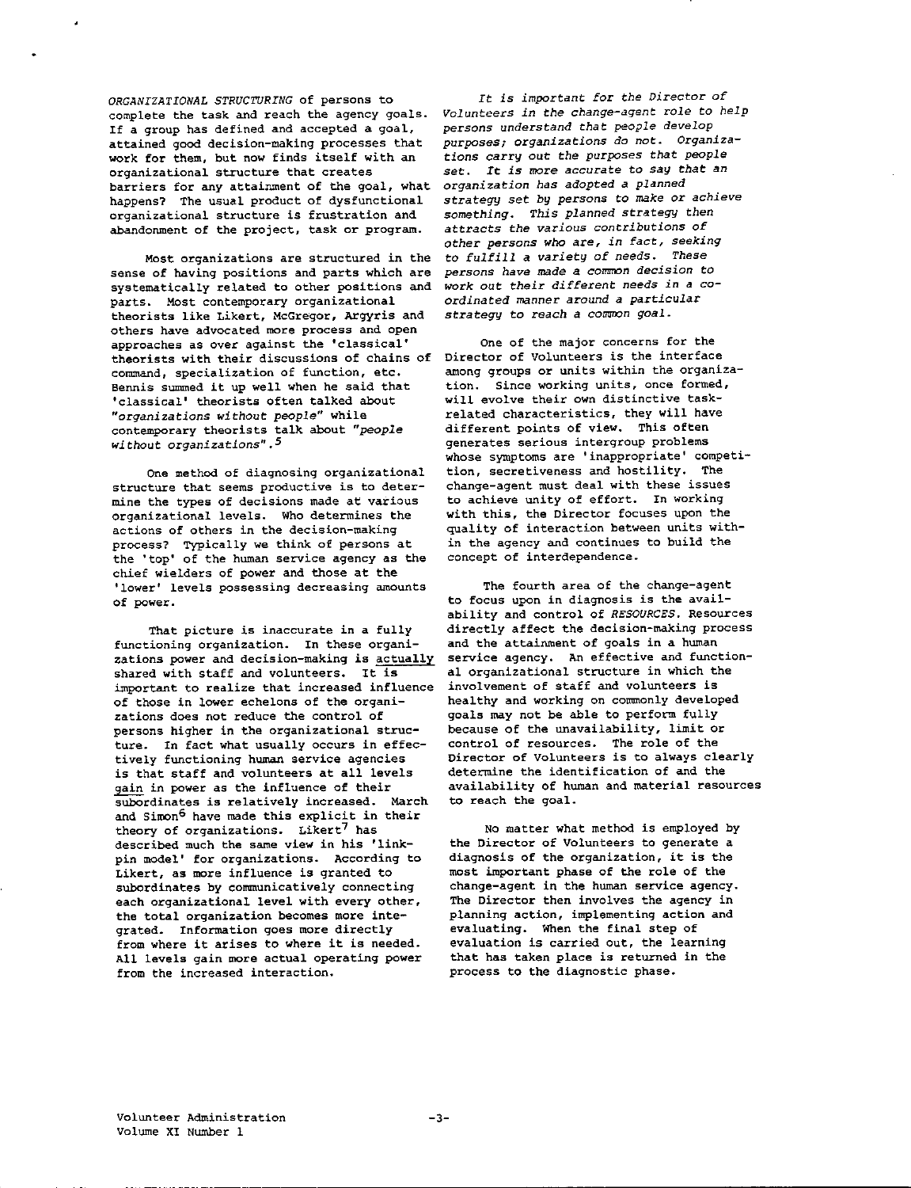*ORGANIZATIONAL STRUCTURING* of persons to complete the task and reach the agency goals. If a group has defined and accepted a goal, attained good decision-making processes that work for them, but now finds itself with an organizational structure that creates barriers for any attainment of the goal, what happens? The usual product of dysfunctional organizational structure is frustration and abandonment of the project, task or program.

Most organizations are structured in the sense of having positions and parts which are systematically related to other positions and parts. Most contemporary organizational theorists like Likert, McGregor, Argyris and others have advocated more process and open approaches as over against the 'classical' theorists with their discussions of chains of command, specialization of function, etc. Bennis summed it up well when he said that 'classical' theorists often talked about *"organizations without people"* while contemporary theorists talk about *"people without organizations"*.[5]

One method of diagnosing organizational structure that seems productive is to determine the types of decisions made at various organizational levels. Who determines the actions of others in the decision-making process? Typically we think of persons at the 'top' of the human service agency as the chief wielders of power and those at the 'lower' levels possessing decreasing amounts of power.

That picture is inaccurate in a fully functioning organization. In these organizations power and decision-making is actually shared with staff and volunteers. It is important to realize that increased influence of those in lower echelons of the organizations does not reduce the control of persons higher in the organizational structure. In fact what usually occurs in effectively functioning human service agencies is that staff and volunteers at all levels gain in power as the influence of their subordinates is relatively increased. March and Simon[6] have made this explicit in their theory of organizations. Likert[7] has described much the same view in his 'link-pin model' for organizations. According to Likert, as more influence is granted to subordinates by communicatively connecting each organizational level with every other, the total organization becomes more integrated. Information goes more directly from where it arises to where it is needed. All levels gain more actual operating power from the increased interaction.

*It is important for the Director of Volunteers in the change-agent role to help persons understand that people develop purposes; organizations do not. Organizations carry out the purposes that people set. It is more accurate to say that an organization has adopted a planned strategy set by persons to make or achieve something. This planned strategy then attracts the various contributions of other persons who are, in fact, seeking to fulfill a variety of needs. These persons have made a common decision to work out their different needs in a coordinated manner around a particular strategy to reach a common goal.*

One of the major concerns for the Director of Volunteers is the interface among groups or units within the organization. Since working units, once formed, will evolve their own distinctive task-related characteristics, they will have different points of view. This often generates serious intergroup problems whose symptoms are 'inappropriate' competition, secretiveness and hostility. The change-agent must deal with these issues to achieve unity of effort. In working with this, the Director focuses upon the quality of interaction between units within the agency and continues to build the concept of interdependence.

The fourth area of the change-agent to focus upon in diagnosis is the availability and control of *RESOURCES*. Resources directly affect the decision-making process and the attainment of goals in a human service agency. An effective and functional organizational structure in which the involvement of staff and volunteers is healthy and working on commonly developed goals may not be able to perform fully because of the unavailability, limit or control of resources. The role of the Director of Volunteers is to always clearly determine the identification of and the availability of human and material resources to reach the goal.

No matter what method is employed by the Director of Volunteers to generate a diagnosis of the organization, it is the most important phase of the role of the change-agent in the human service agency. The Director then involves the agency in planning action, implementing action and evaluating. When the final step of evaluation is carried out, the learning that has taken place is returned in the process to the diagnostic phase.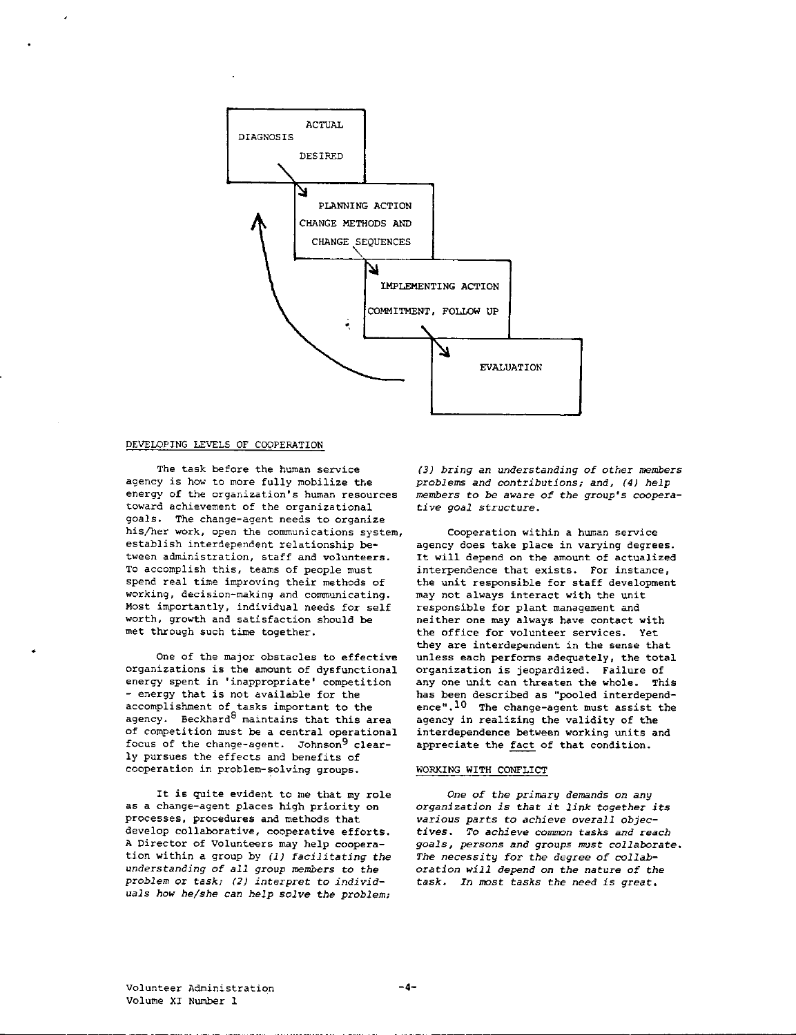DIAGNOSIS — ACTUAL / DESIRED

PLANNING ACTION — CHANGE METHODS AND CHANGE SEQUENCES

IMPLEMENTING ACTION — COMMITMENT, FOLLOW UP

EVALUATION

## DEVELOPING LEVELS OF COOPERATION

The task before the human service agency is how to more fully mobilize the energy of the organization's human resources toward achievement of the organizational goals. The change-agent needs to organize his/her work, open the communications system, establish interdependent relationship between administration, staff and volunteers. To accomplish this, teams of people must spend real time improving their methods of working, decision-making and communicating. Most importantly, individual needs for self worth, growth and satisfaction should be met through such time together.

One of the major obstacles to effective organizations is the amount of dysfunctional energy spent in 'inappropriate' competition - energy that is not available for the accomplishment of tasks important to the agency. Beckhard[8] maintains that this area of competition must be a central operational focus of the change-agent. Johnson[9] clearly pursues the effects and benefits of cooperation in problem-solving groups.

It is quite evident to me that my role as a change-agent places high priority on processes, procedures and methods that develop collaborative, cooperative efforts. A Director of Volunteers may help cooperation within a group by *(1) facilitating the understanding of all group members to the problem or task; (2) interpret to individuals how he/she can help solve the problem; (3) bring an understanding of other members problems and contributions; and, (4) help members to be aware of the group's cooperative goal structure.*

Cooperation within a human service agency does take place in varying degrees. It will depend on the amount of actualized interpendence that exists. For instance, the unit responsible for staff development may not always interact with the unit responsible for plant management and neither one may always have contact with the office for volunteer services. Yet they are interdependent in the sense that unless each performs adequately, the total organization is jeopardized. Failure of any one unit can threaten the whole. This has been described as "pooled interdependence".[10] The change-agent must assist the agency in realizing the validity of the interdependence between working units and appreciate the fact of that condition.

## WORKING WITH CONFLICT

*One of the primary demands on any organization is that it link together its various parts to achieve overall objectives. To achieve common tasks and reach goals, persons and groups must collaborate. The necessity for the degree of collaboration will depend on the nature of the task. In most tasks the need is great.*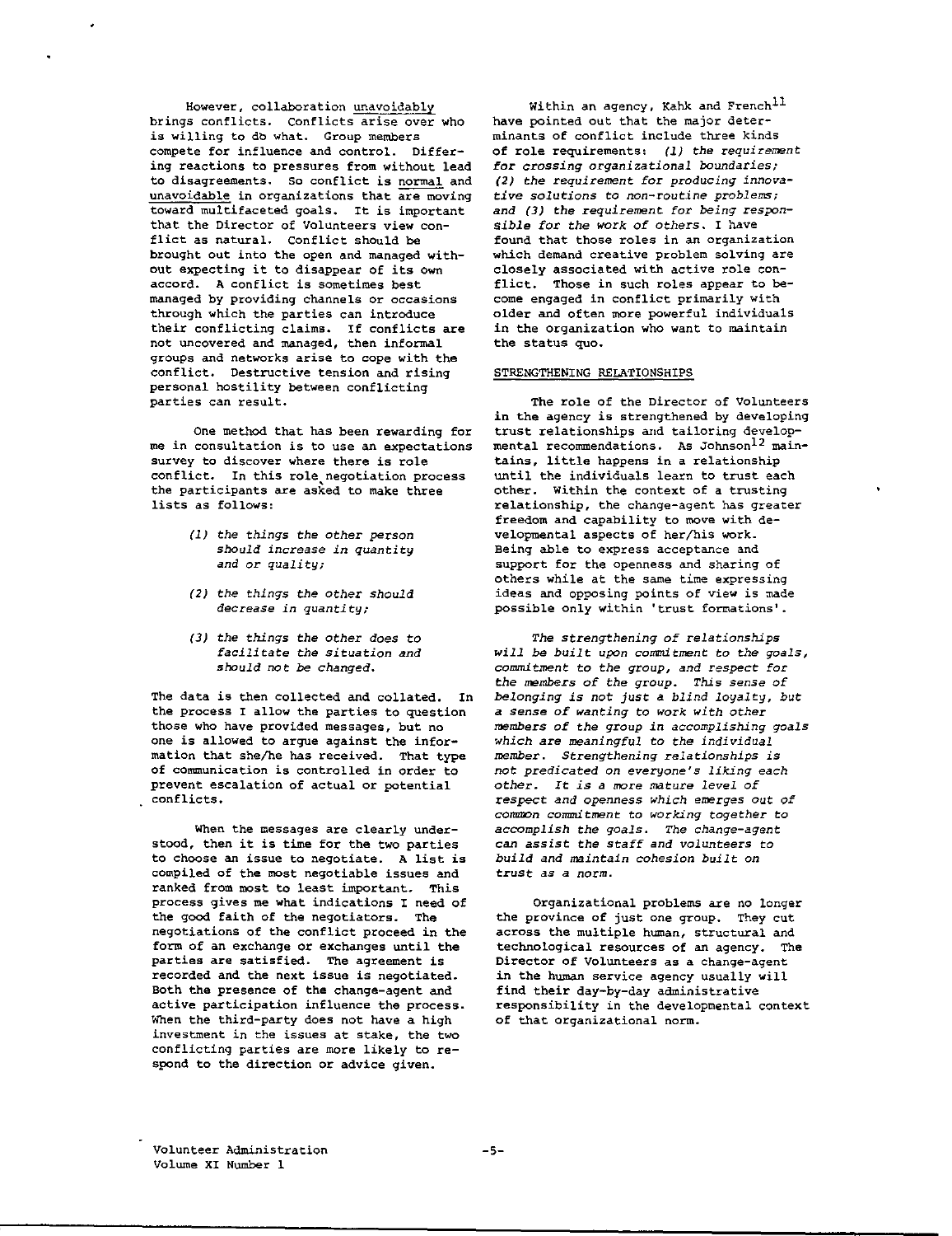However, collaboration unavoidably brings conflicts. Conflicts arise over who is willing to do what. Group members compete for influence and control. Differing reactions to pressures from without lead to disagreements. So conflict is normal and unavoidable in organizations that are moving toward multifaceted goals. It is important that the Director of Volunteers view conflict as natural. Conflict should be brought out into the open and managed without expecting it to disappear of its own accord. A conflict is sometimes best managed by providing channels or occasions through which the parties can introduce their conflicting claims. If conflicts are not uncovered and managed, then informal groups and networks arise to cope with the conflict. Destructive tension and rising personal hostility between conflicting parties can result.

One method that has been rewarding for me in consultation is to use an expectations survey to discover where there is role conflict. In this role negotiation process the participants are asked to make three lists as follows:

> *(1) the things the other person should increase in quantity and or quality;*
>
> *(2) the things the other should decrease in quantity;*
>
> *(3) the things the other does to facilitate the situation and should not be changed.*

The data is then collected and collated. In the process I allow the parties to question those who have provided messages, but no one is allowed to argue against the information that she/he has received. That type of communication is controlled in order to prevent escalation of actual or potential conflicts.

When the messages are clearly understood, then it is time for the two parties to choose an issue to negotiate. A list is compiled of the most negotiable issues and ranked from most to least important. This process gives me what indications I need of the good faith of the negotiators. The negotiations of the conflict proceed in the form of an exchange or exchanges until the parties are satisfied. The agreement is recorded and the next issue is negotiated. Both the presence of the change-agent and active participation influence the process. When the third-party does not have a high investment in the issues at stake, the two conflicting parties are more likely to respond to the direction or advice given.

Within an agency, Kahk and French[11] have pointed out that the major determinants of conflict include three kinds of role requirements: *(1) the requirement for crossing organizational boundaries; (2) the requirement for producing innovative solutions to non-routine problems; and (3) the requirement for being responsible for the work of others.* I have found that those roles in an organization which demand creative problem solving are closely associated with active role conflict. Those in such roles appear to become engaged in conflict primarily with older and often more powerful individuals in the organization who want to maintain the status quo.

## STRENGTHENING RELATIONSHIPS

The role of the Director of Volunteers in the agency is strengthened by developing trust relationships and tailoring developmental recommendations. As Johnson[12] maintains, little happens in a relationship until the individuals learn to trust each other. Within the context of a trusting relationship, the change-agent has greater freedom and capability to move with developmental aspects of her/his work. Being able to express acceptance and support for the openness and sharing of others while at the same time expressing ideas and opposing points of view is made possible only within 'trust formations'.

*The strengthening of relationships will be built upon commitment to the goals, commitment to the group, and respect for the members of the group. This sense of belonging is not just a blind loyalty, but a sense of wanting to work with other members of the group in accomplishing goals which are meaningful to the individual member. Strengthening relationships is not predicated on everyone's liking each other. It is a more mature level of respect and openness which emerges out of common commitment to working together to accomplish the goals. The change-agent can assist the staff and volunteers to build and maintain cohesion built on trust as a norm.*

Organizational problems are no longer the province of just one group. They cut across the multiple human, structural and technological resources of an agency. The Director of Volunteers as a change-agent in the human service agency usually will find their day-by-day administrative responsibility in the developmental context of that organizational norm.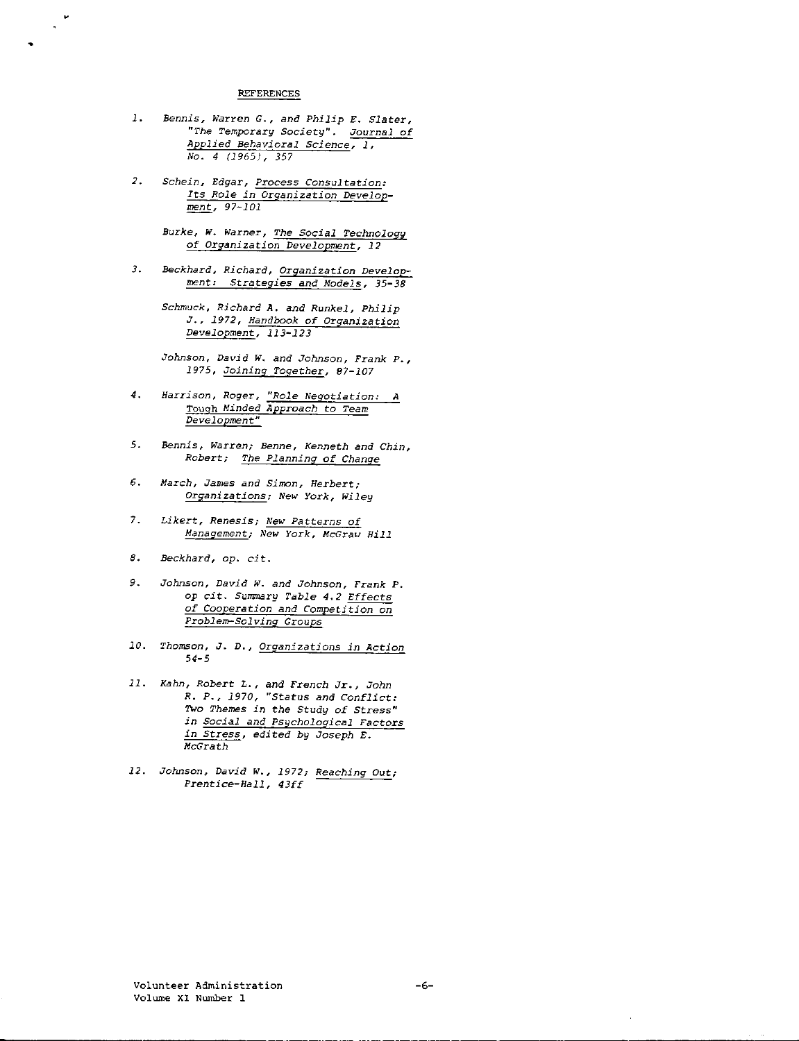## REFERENCES

1. Bennis, Warren G., and Philip E. Slater, "The Temporary Society". Journal of Applied Behavioral Science, 1, No. 4 (1965), 357

2. Schein, Edgar, Process Consultation: Its Role in Organization Development, 97-101

   Burke, W. Warner, The Social Technology of Organization Development, 12

3. Beckhard, Richard, Organization Development: Strategies and Models, 35-38

   Schmuck, Richard A. and Runkel, Philip J., 1972, Handbook of Organization Development, 113-123

   Johnson, David W. and Johnson, Frank P., 1975, Joining Together, 87-107

4. Harrison, Roger, "Role Negotiation: A Tough Minded Approach to Team Development"

5. Bennis, Warren; Benne, Kenneth and Chin, Robert; The Planning of Change

6. March, James and Simon, Herbert; Organizations; New York, Wiley

7. Likert, Renesis; New Patterns of Management; New York, McGraw Hill

8. Beckhard, op. cit.

9. Johnson, David W. and Johnson, Frank P. op cit. Summary Table 4.2 Effects of Cooperation and Competition on Problem-Solving Groups

10. Thomson, J. D., Organizations in Action 54-5

11. Kahn, Robert L., and French Jr., John R. P., 1970, "Status and Conflict: Two Themes in the Study of Stress" in Social and Psychological Factors in Stress, edited by Joseph E. McGrath

12. Johnson, David W., 1972; Reaching Out; Prentice-Hall, 43ff